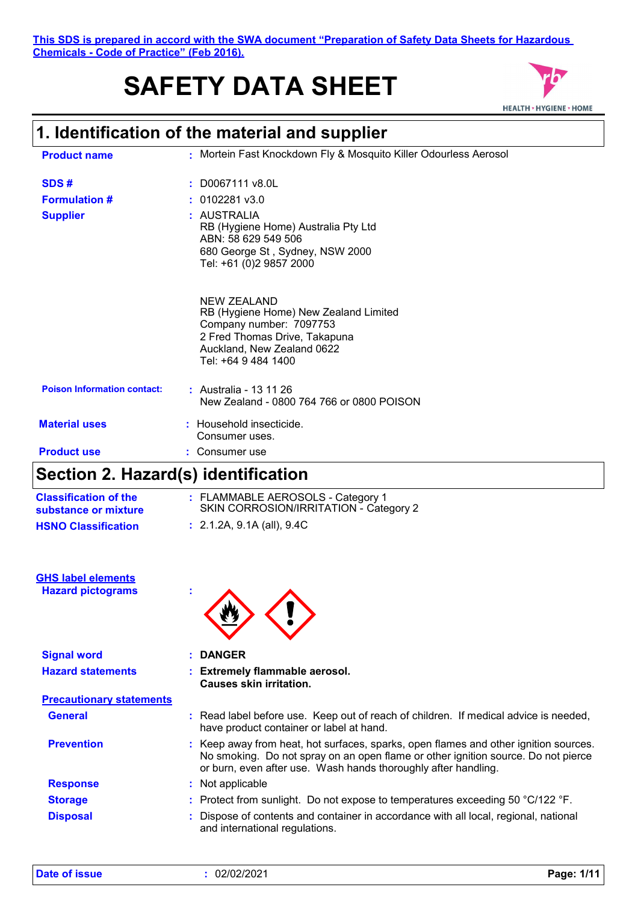This SDS is prepared in accord with the SWA document "Preparation of Safety Data Sheets for Hazardous Chemicals - Code of Practice" (Feb 2016).

# SAFETY DATA SHEET

## 1. Identification of the material and supplier

**Product name** : Mortein Fast Knockdown Fly & Mosquito Killer Odourless Aerosol

**SDS #** : D0067111 v8.0L

**Formulation #** : 0102281 v3.0

**Supplier** : AUSTRALIA
RB (Hygiene Home) Australia Pty Ltd
ABN: 58 629 549 506
680 George St , Sydney, NSW 2000
Tel: +61 (0)2 9857 2000

NEW ZEALAND
RB (Hygiene Home) New Zealand Limited
Company number: 7097753
2 Fred Thomas Drive, Takapuna
Auckland, New Zealand 0622
Tel: +64 9 484 1400

**Poison Information contact:** : Australia - 13 11 26
New Zealand - 0800 764 766 or 0800 POISON

**Material uses** : Household insecticide.
Consumer uses.

**Product use** : Consumer use

## Section 2. Hazard(s) identification

**Classification of the substance or mixture** : FLAMMABLE AEROSOLS - Category 1
SKIN CORROSION/IRRITATION - Category 2

**HSNO Classification** : 2.1.2A, 9.1A (all), 9.4C

**GHS label elements**

**Hazard pictograms** :

**Signal word** : **DANGER**

**Hazard statements** : **Extremely flammable aerosol.**
**Causes skin irritation.**

**Precautionary statements**

**General** : Read label before use. Keep out of reach of children. If medical advice is needed, have product container or label at hand.

**Prevention** : Keep away from heat, hot surfaces, sparks, open flames and other ignition sources. No smoking. Do not spray on an open flame or other ignition source. Do not pierce or burn, even after use. Wash hands thoroughly after handling.

**Response** : Not applicable

**Storage** : Protect from sunlight. Do not expose to temperatures exceeding 50 °C/122 °F.

**Disposal** : Dispose of contents and container in accordance with all local, regional, national and international regulations.

**Date of issue** : 02/02/2021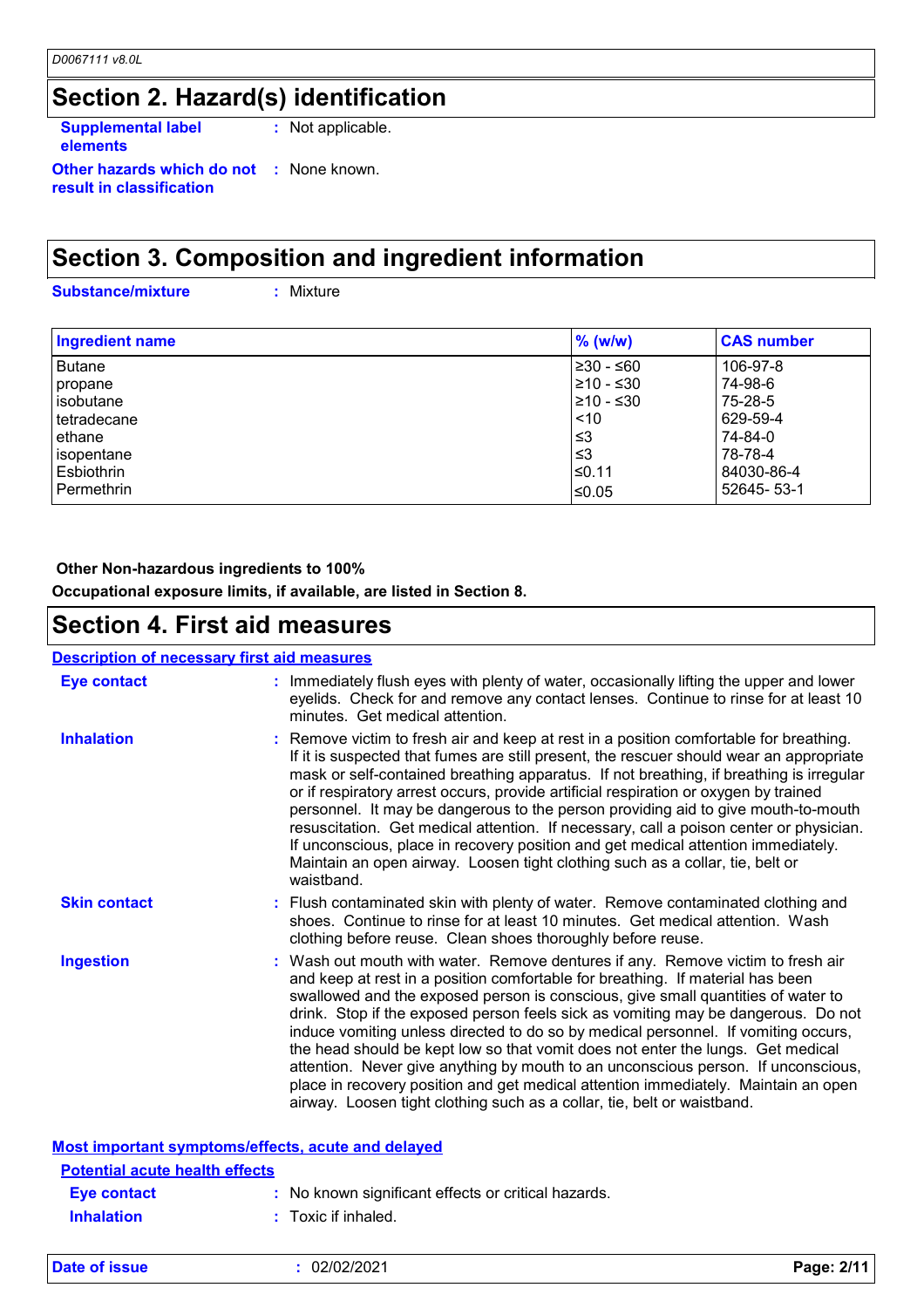## Section 2. Hazard(s) identification

**Supplemental label elements** : Not applicable.

**Other hazards which do not result in classification** : None known.

## Section 3. Composition and ingredient information

**Substance/mixture** : Mixture

| Ingredient name | % (w/w) | CAS number |
|---|---|---|
| Butane | ≥30 - ≤60 | 106-97-8 |
| propane | ≥10 - ≤30 | 74-98-6 |
| isobutane | ≥10 - ≤30 | 75-28-5 |
| tetradecane | <10 | 629-59-4 |
| ethane | ≤3 | 74-84-0 |
| isopentane | ≤3 | 78-78-4 |
| Esbiothrin | ≤0.11 | 84030-86-4 |
| Permethrin | ≤0.05 | 52645- 53-1 |

**Other Non-hazardous ingredients to 100%**

**Occupational exposure limits, if available, are listed in Section 8.**

## Section 4. First aid measures

### Description of necessary first aid measures

**Eye contact** : Immediately flush eyes with plenty of water, occasionally lifting the upper and lower eyelids. Check for and remove any contact lenses. Continue to rinse for at least 10 minutes. Get medical attention.

**Inhalation** : Remove victim to fresh air and keep at rest in a position comfortable for breathing. If it is suspected that fumes are still present, the rescuer should wear an appropriate mask or self-contained breathing apparatus. If not breathing, if breathing is irregular or if respiratory arrest occurs, provide artificial respiration or oxygen by trained personnel. It may be dangerous to the person providing aid to give mouth-to-mouth resuscitation. Get medical attention. If necessary, call a poison center or physician. If unconscious, place in recovery position and get medical attention immediately. Maintain an open airway. Loosen tight clothing such as a collar, tie, belt or waistband.

**Skin contact** : Flush contaminated skin with plenty of water. Remove contaminated clothing and shoes. Continue to rinse for at least 10 minutes. Get medical attention. Wash clothing before reuse. Clean shoes thoroughly before reuse.

**Ingestion** : Wash out mouth with water. Remove dentures if any. Remove victim to fresh air and keep at rest in a position comfortable for breathing. If material has been swallowed and the exposed person is conscious, give small quantities of water to drink. Stop if the exposed person feels sick as vomiting may be dangerous. Do not induce vomiting unless directed to do so by medical personnel. If vomiting occurs, the head should be kept low so that vomit does not enter the lungs. Get medical attention. Never give anything by mouth to an unconscious person. If unconscious, place in recovery position and get medical attention immediately. Maintain an open airway. Loosen tight clothing such as a collar, tie, belt or waistband.

### Most important symptoms/effects, acute and delayed

#### Potential acute health effects

**Eye contact** : No known significant effects or critical hazards.

**Inhalation** : Toxic if inhaled.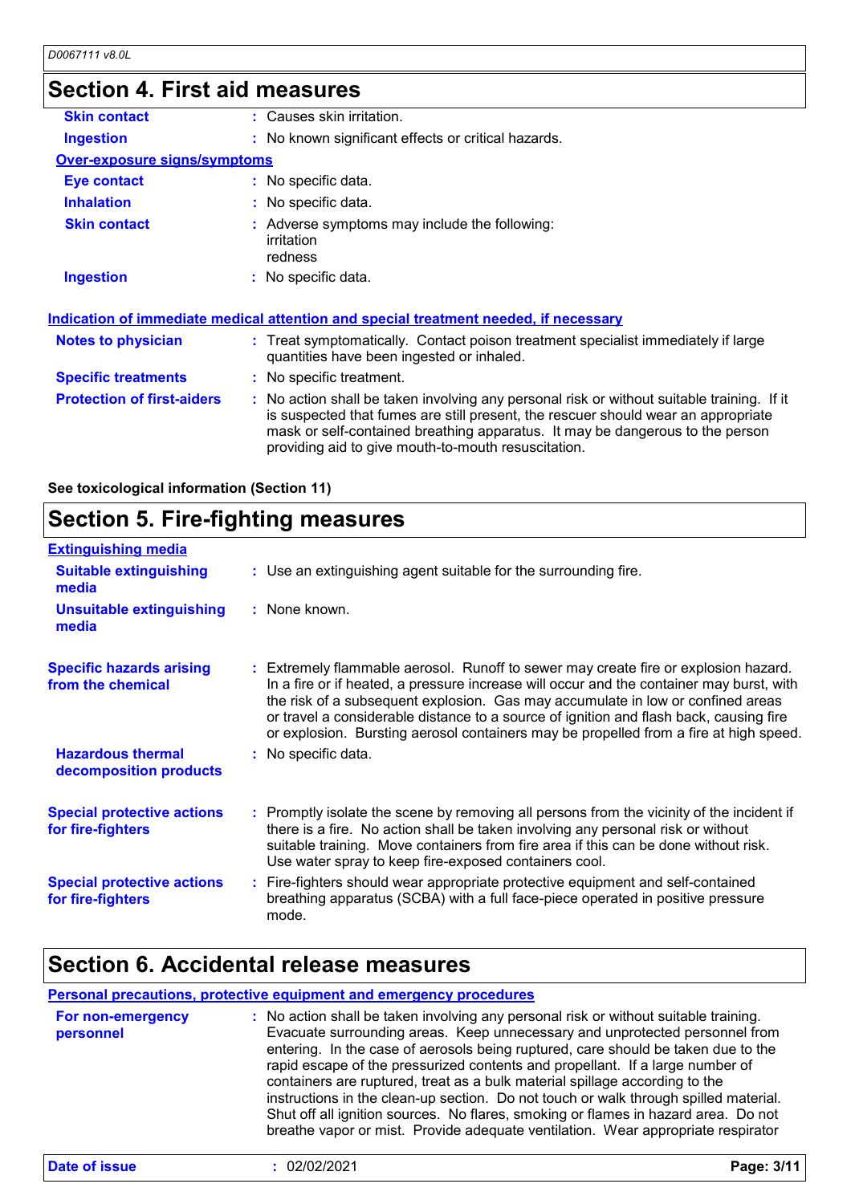## Section 4. First aid measures

| | | |
|---|---|---|
| **Skin contact** | : | Causes skin irritation. |
| **Ingestion** | : | No known significant effects or critical hazards. |

**Over-exposure signs/symptoms**

| | | |
|---|---|---|
| **Eye contact** | : | No specific data. |
| **Inhalation** | : | No specific data. |
| **Skin contact** | : | Adverse symptoms may include the following: irritation redness |
| **Ingestion** | : | No specific data. |

**Indication of immediate medical attention and special treatment needed, if necessary**

| | | |
|---|---|---|
| **Notes to physician** | : | Treat symptomatically. Contact poison treatment specialist immediately if large quantities have been ingested or inhaled. |
| **Specific treatments** | : | No specific treatment. |
| **Protection of first-aiders** | : | No action shall be taken involving any personal risk or without suitable training. If it is suspected that fumes are still present, the rescuer should wear an appropriate mask or self-contained breathing apparatus. It may be dangerous to the person providing aid to give mouth-to-mouth resuscitation. |

**See toxicological information (Section 11)**

## Section 5. Fire-fighting measures

**Extinguishing media**

| | | |
|---|---|---|
| **Suitable extinguishing media** | : | Use an extinguishing agent suitable for the surrounding fire. |
| **Unsuitable extinguishing media** | : | None known. |
| **Specific hazards arising from the chemical** | : | Extremely flammable aerosol. Runoff to sewer may create fire or explosion hazard. In a fire or if heated, a pressure increase will occur and the container may burst, with the risk of a subsequent explosion. Gas may accumulate in low or confined areas or travel a considerable distance to a source of ignition and flash back, causing fire or explosion. Bursting aerosol containers may be propelled from a fire at high speed. |
| **Hazardous thermal decomposition products** | : | No specific data. |
| **Special protective actions for fire-fighters** | : | Promptly isolate the scene by removing all persons from the vicinity of the incident if there is a fire. No action shall be taken involving any personal risk or without suitable training. Move containers from fire area if this can be done without risk. Use water spray to keep fire-exposed containers cool. |
| **Special protective actions for fire-fighters** | : | Fire-fighters should wear appropriate protective equipment and self-contained breathing apparatus (SCBA) with a full face-piece operated in positive pressure mode. |

## Section 6. Accidental release measures

**Personal precautions, protective equipment and emergency procedures**

| | | |
|---|---|---|
| **For non-emergency personnel** | : | No action shall be taken involving any personal risk or without suitable training. Evacuate surrounding areas. Keep unnecessary and unprotected personnel from entering. In the case of aerosols being ruptured, care should be taken due to the rapid escape of the pressurized contents and propellant. If a large number of containers are ruptured, treat as a bulk material spillage according to the instructions in the clean-up section. Do not touch or walk through spilled material. Shut off all ignition sources. No flares, smoking or flames in hazard area. Do not breathe vapor or mist. Provide adequate ventilation. Wear appropriate respirator |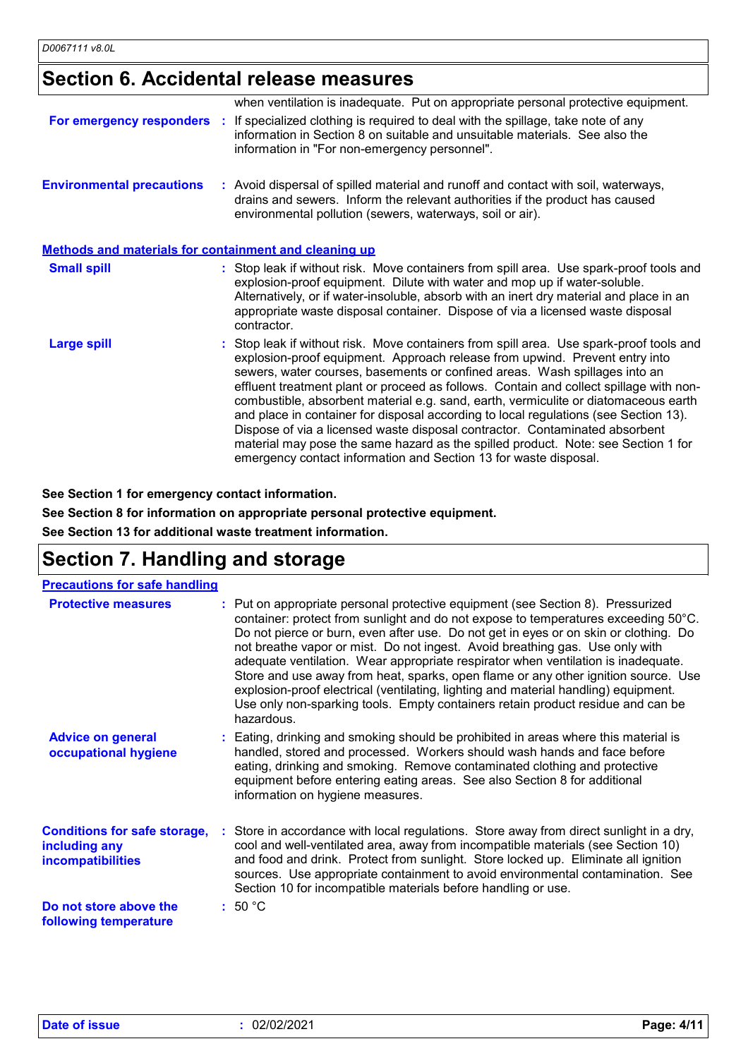## Section 6. Accidental release measures

when ventilation is inadequate. Put on appropriate personal protective equipment.

**For emergency responders** : If specialized clothing is required to deal with the spillage, take note of any information in Section 8 on suitable and unsuitable materials. See also the information in "For non-emergency personnel".

**Environmental precautions** : Avoid dispersal of spilled material and runoff and contact with soil, waterways, drains and sewers. Inform the relevant authorities if the product has caused environmental pollution (sewers, waterways, soil or air).

### Methods and materials for containment and cleaning up

**Small spill** : Stop leak if without risk. Move containers from spill area. Use spark-proof tools and explosion-proof equipment. Dilute with water and mop up if water-soluble. Alternatively, or if water-insoluble, absorb with an inert dry material and place in an appropriate waste disposal container. Dispose of via a licensed waste disposal contractor.

**Large spill** : Stop leak if without risk. Move containers from spill area. Use spark-proof tools and explosion-proof equipment. Approach release from upwind. Prevent entry into sewers, water courses, basements or confined areas. Wash spillages into an effluent treatment plant or proceed as follows. Contain and collect spillage with non-combustible, absorbent material e.g. sand, earth, vermiculite or diatomaceous earth and place in container for disposal according to local regulations (see Section 13). Dispose of via a licensed waste disposal contractor. Contaminated absorbent material may pose the same hazard as the spilled product. Note: see Section 1 for emergency contact information and Section 13 for waste disposal.

**See Section 1 for emergency contact information.**

**See Section 8 for information on appropriate personal protective equipment.**

**See Section 13 for additional waste treatment information.**

## Section 7. Handling and storage

### Precautions for safe handling

**Protective measures** : Put on appropriate personal protective equipment (see Section 8). Pressurized container: protect from sunlight and do not expose to temperatures exceeding 50°C. Do not pierce or burn, even after use. Do not get in eyes or on skin or clothing. Do not breathe vapor or mist. Do not ingest. Avoid breathing gas. Use only with adequate ventilation. Wear appropriate respirator when ventilation is inadequate. Store and use away from heat, sparks, open flame or any other ignition source. Use explosion-proof electrical (ventilating, lighting and material handling) equipment. Use only non-sparking tools. Empty containers retain product residue and can be hazardous.

**Advice on general occupational hygiene** : Eating, drinking and smoking should be prohibited in areas where this material is handled, stored and processed. Workers should wash hands and face before eating, drinking and smoking. Remove contaminated clothing and protective equipment before entering eating areas. See also Section 8 for additional information on hygiene measures.

**Conditions for safe storage, including any incompatibilities** : Store in accordance with local regulations. Store away from direct sunlight in a dry, cool and well-ventilated area, away from incompatible materials (see Section 10) and food and drink. Protect from sunlight. Store locked up. Eliminate all ignition sources. Use appropriate containment to avoid environmental contamination. See Section 10 for incompatible materials before handling or use.

**Do not store above the following temperature** : 50 °C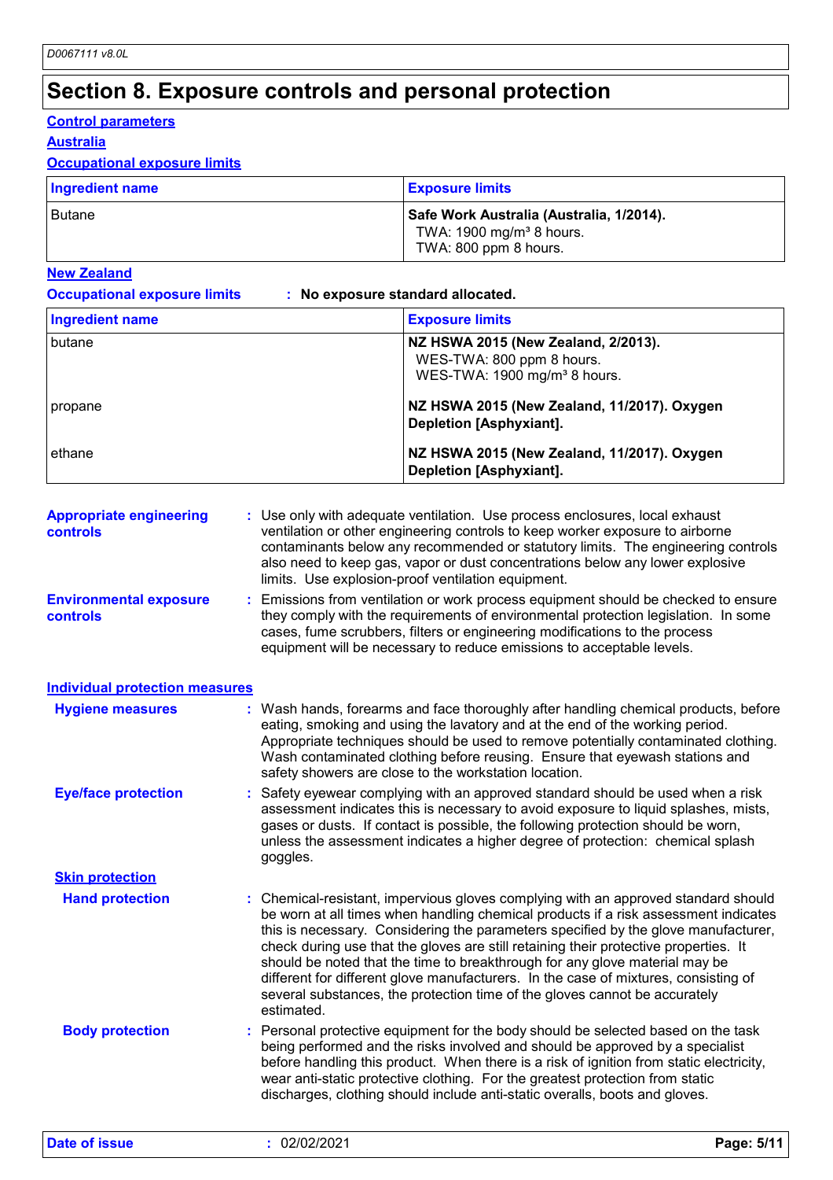# Section 8. Exposure controls and personal protection

## Control parameters

### Australia

#### Occupational exposure limits

| Ingredient name | Exposure limits |
|---|---|
| Butane | **Safe Work Australia (Australia, 1/2014).**<br>TWA: 1900 mg/m³ 8 hours.<br>TWA: 800 ppm 8 hours. |

### New Zealand

**Occupational exposure limits** : **No exposure standard allocated.**

| Ingredient name | Exposure limits |
|---|---|
| butane | **NZ HSWA 2015 (New Zealand, 2/2013).**<br>WES-TWA: 800 ppm 8 hours.<br>WES-TWA: 1900 mg/m³ 8 hours. |
| propane | **NZ HSWA 2015 (New Zealand, 11/2017). Oxygen Depletion [Asphyxiant].** |
| ethane | **NZ HSWA 2015 (New Zealand, 11/2017). Oxygen Depletion [Asphyxiant].** |

**Appropriate engineering controls** : Use only with adequate ventilation. Use process enclosures, local exhaust ventilation or other engineering controls to keep worker exposure to airborne contaminants below any recommended or statutory limits. The engineering controls also need to keep gas, vapor or dust concentrations below any lower explosive limits. Use explosion-proof ventilation equipment.

**Environmental exposure controls** : Emissions from ventilation or work process equipment should be checked to ensure they comply with the requirements of environmental protection legislation. In some cases, fume scrubbers, filters or engineering modifications to the process equipment will be necessary to reduce emissions to acceptable levels.

## Individual protection measures

**Hygiene measures** : Wash hands, forearms and face thoroughly after handling chemical products, before eating, smoking and using the lavatory and at the end of the working period. Appropriate techniques should be used to remove potentially contaminated clothing. Wash contaminated clothing before reusing. Ensure that eyewash stations and safety showers are close to the workstation location.

**Eye/face protection** : Safety eyewear complying with an approved standard should be used when a risk assessment indicates this is necessary to avoid exposure to liquid splashes, mists, gases or dusts. If contact is possible, the following protection should be worn, unless the assessment indicates a higher degree of protection: chemical splash goggles.

### Skin protection

**Hand protection** : Chemical-resistant, impervious gloves complying with an approved standard should be worn at all times when handling chemical products if a risk assessment indicates this is necessary. Considering the parameters specified by the glove manufacturer, check during use that the gloves are still retaining their protective properties. It should be noted that the time to breakthrough for any glove material may be different for different glove manufacturers. In the case of mixtures, consisting of several substances, the protection time of the gloves cannot be accurately estimated.

**Body protection** : Personal protective equipment for the body should be selected based on the task being performed and the risks involved and should be approved by a specialist before handling this product. When there is a risk of ignition from static electricity, wear anti-static protective clothing. For the greatest protection from static discharges, clothing should include anti-static overalls, boots and gloves.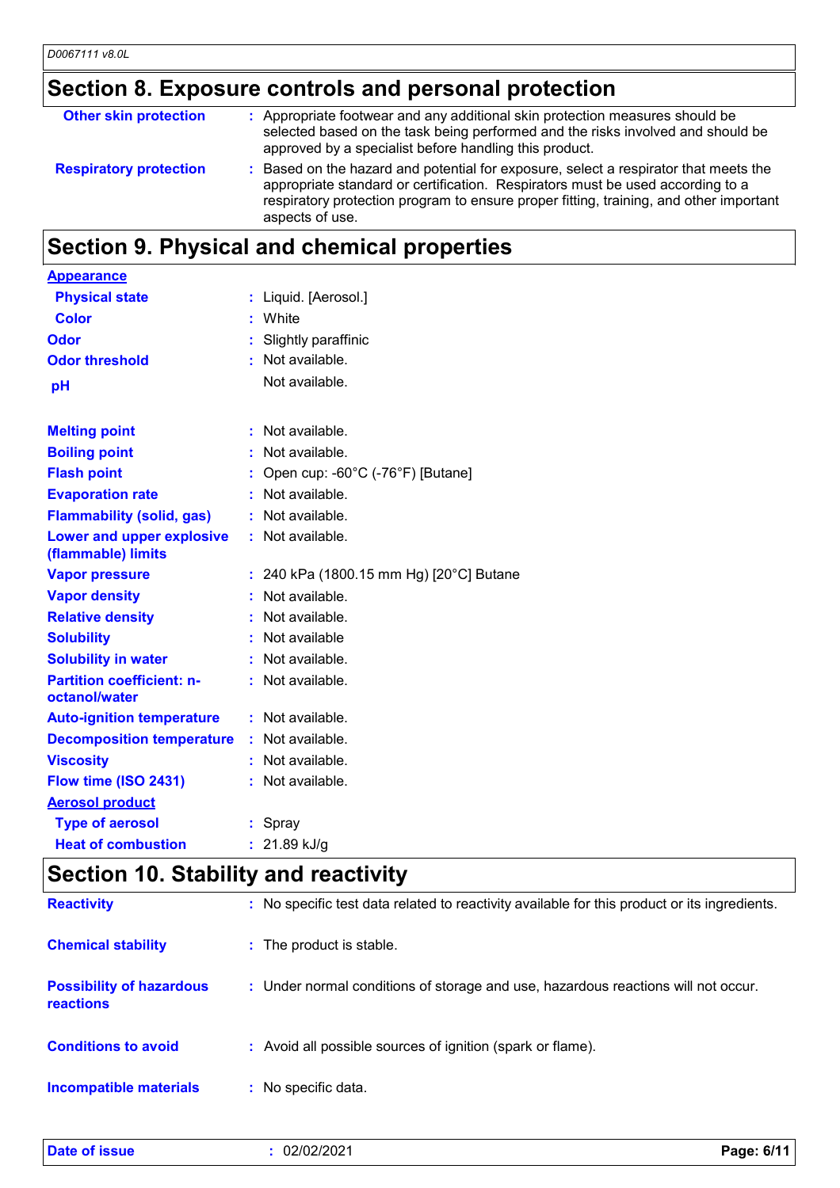## Section 8. Exposure controls and personal protection

**Other skin protection** : Appropriate footwear and any additional skin protection measures should be selected based on the task being performed and the risks involved and should be approved by a specialist before handling this product.

**Respiratory protection** : Based on the hazard and potential for exposure, select a respirator that meets the appropriate standard or certification. Respirators must be used according to a respiratory protection program to ensure proper fitting, training, and other important aspects of use.

## Section 9. Physical and chemical properties

**Appearance**

| | |
|---|---|
| **Physical state** | : Liquid. [Aerosol.] |
| **Color** | : White |
| **Odor** | : Slightly paraffinic |
| **Odor threshold** | : Not available. |
| **pH** | Not available. |
| **Melting point** | : Not available. |
| **Boiling point** | : Not available. |
| **Flash point** | : Open cup: -60°C (-76°F) [Butane] |
| **Evaporation rate** | : Not available. |
| **Flammability (solid, gas)** | : Not available. |
| **Lower and upper explosive (flammable) limits** | : Not available. |
| **Vapor pressure** | : 240 kPa (1800.15 mm Hg) [20°C] Butane |
| **Vapor density** | : Not available. |
| **Relative density** | : Not available. |
| **Solubility** | : Not available |
| **Solubility in water** | : Not available. |
| **Partition coefficient: n-octanol/water** | : Not available. |
| **Auto-ignition temperature** | : Not available. |
| **Decomposition temperature** | : Not available. |
| **Viscosity** | : Not available. |
| **Flow time (ISO 2431)** | : Not available. |

**Aerosol product**

| | |
|---|---|
| **Type of aerosol** | : Spray |
| **Heat of combustion** | : 21.89 kJ/g |

## Section 10. Stability and reactivity

| | |
|---|---|
| **Reactivity** | : No specific test data related to reactivity available for this product or its ingredients. |
| **Chemical stability** | : The product is stable. |
| **Possibility of hazardous reactions** | : Under normal conditions of storage and use, hazardous reactions will not occur. |
| **Conditions to avoid** | : Avoid all possible sources of ignition (spark or flame). |
| **Incompatible materials** | : No specific data. |

**Date of issue** : 02/02/2021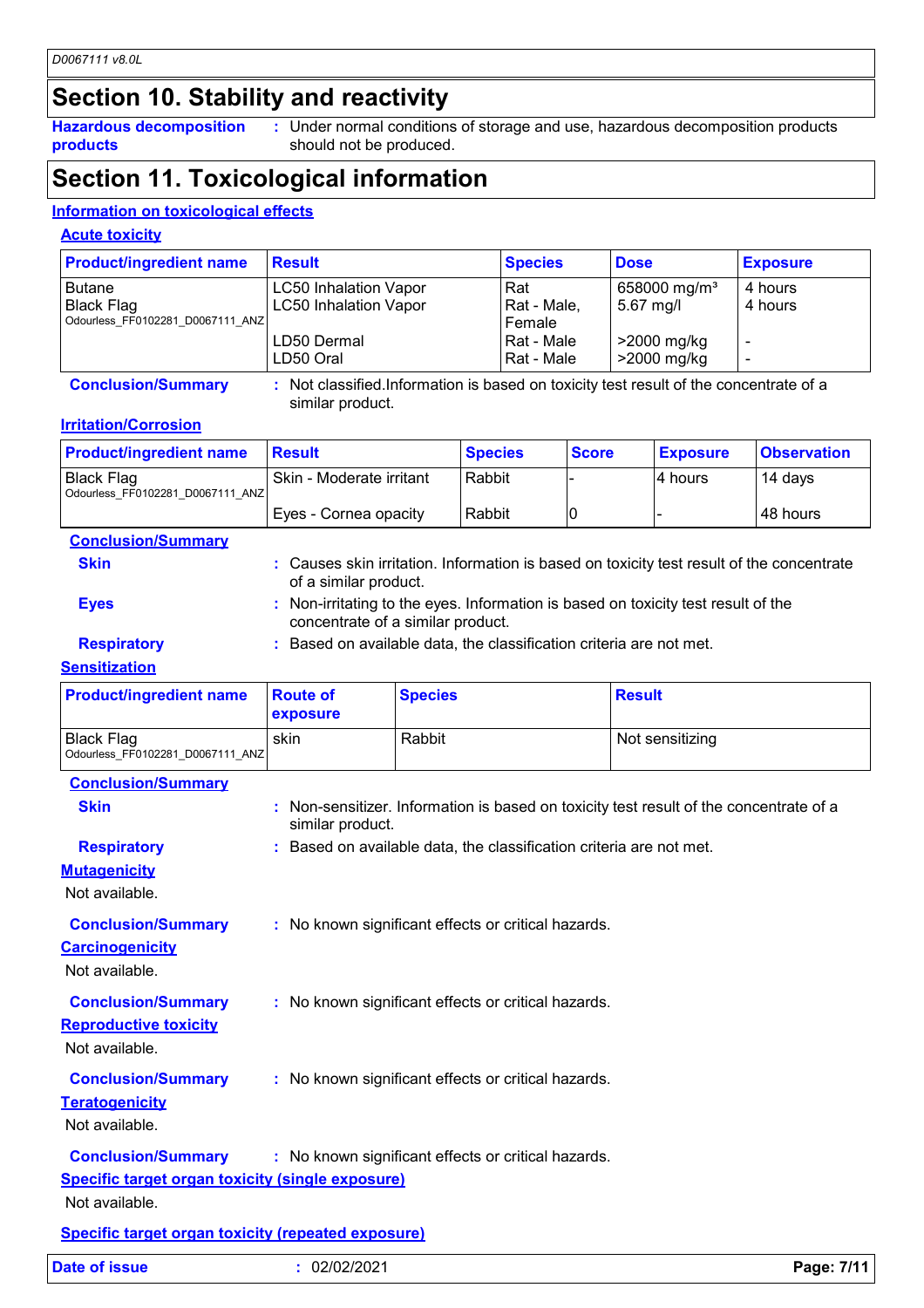## Section 10. Stability and reactivity

**Hazardous decomposition products** : Under normal conditions of storage and use, hazardous decomposition products should not be produced.

## Section 11. Toxicological information

### Information on toxicological effects

#### Acute toxicity

| Product/ingredient name | Result | Species | Dose | Exposure |
|---|---|---|---|---|
| Butane | LC50 Inhalation Vapor | Rat | 658000 mg/m³ | 4 hours |
| Black Flag Odourless_FF0102281_D0067111_ANZ | LC50 Inhalation Vapor | Rat - Male, Female | 5.67 mg/l | 4 hours |
| | LD50 Dermal | Rat - Male | >2000 mg/kg | - |
| | LD50 Oral | Rat - Male | >2000 mg/kg | - |

**Conclusion/Summary** : Not classified.Information is based on toxicity test result of the concentrate of a similar product.

#### Irritation/Corrosion

| Product/ingredient name | Result | Species | Score | Exposure | Observation |
|---|---|---|---|---|---|
| Black Flag Odourless_FF0102281_D0067111_ANZ | Skin - Moderate irritant | Rabbit | - | 4 hours | 14 days |
| | Eyes - Cornea opacity | Rabbit | 0 | - | 48 hours |

**Conclusion/Summary**

**Skin** : Causes skin irritation. Information is based on toxicity test result of the concentrate of a similar product.

**Eyes** : Non-irritating to the eyes. Information is based on toxicity test result of the concentrate of a similar product.

**Respiratory** : Based on available data, the classification criteria are not met.

#### Sensitization

| Product/ingredient name | Route of exposure | Species | Result |
|---|---|---|---|
| Black Flag Odourless_FF0102281_D0067111_ANZ | skin | Rabbit | Not sensitizing |

**Conclusion/Summary**

**Skin** : Non-sensitizer. Information is based on toxicity test result of the concentrate of a similar product.

**Respiratory** : Based on available data, the classification criteria are not met.

#### Mutagenicity

Not available.

**Conclusion/Summary** : No known significant effects or critical hazards.

#### Carcinogenicity

Not available.

**Conclusion/Summary** : No known significant effects or critical hazards.

#### Reproductive toxicity

Not available.

**Conclusion/Summary** : No known significant effects or critical hazards.

#### Teratogenicity

Not available.

**Conclusion/Summary** : No known significant effects or critical hazards.

#### Specific target organ toxicity (single exposure)

Not available.

#### Specific target organ toxicity (repeated exposure)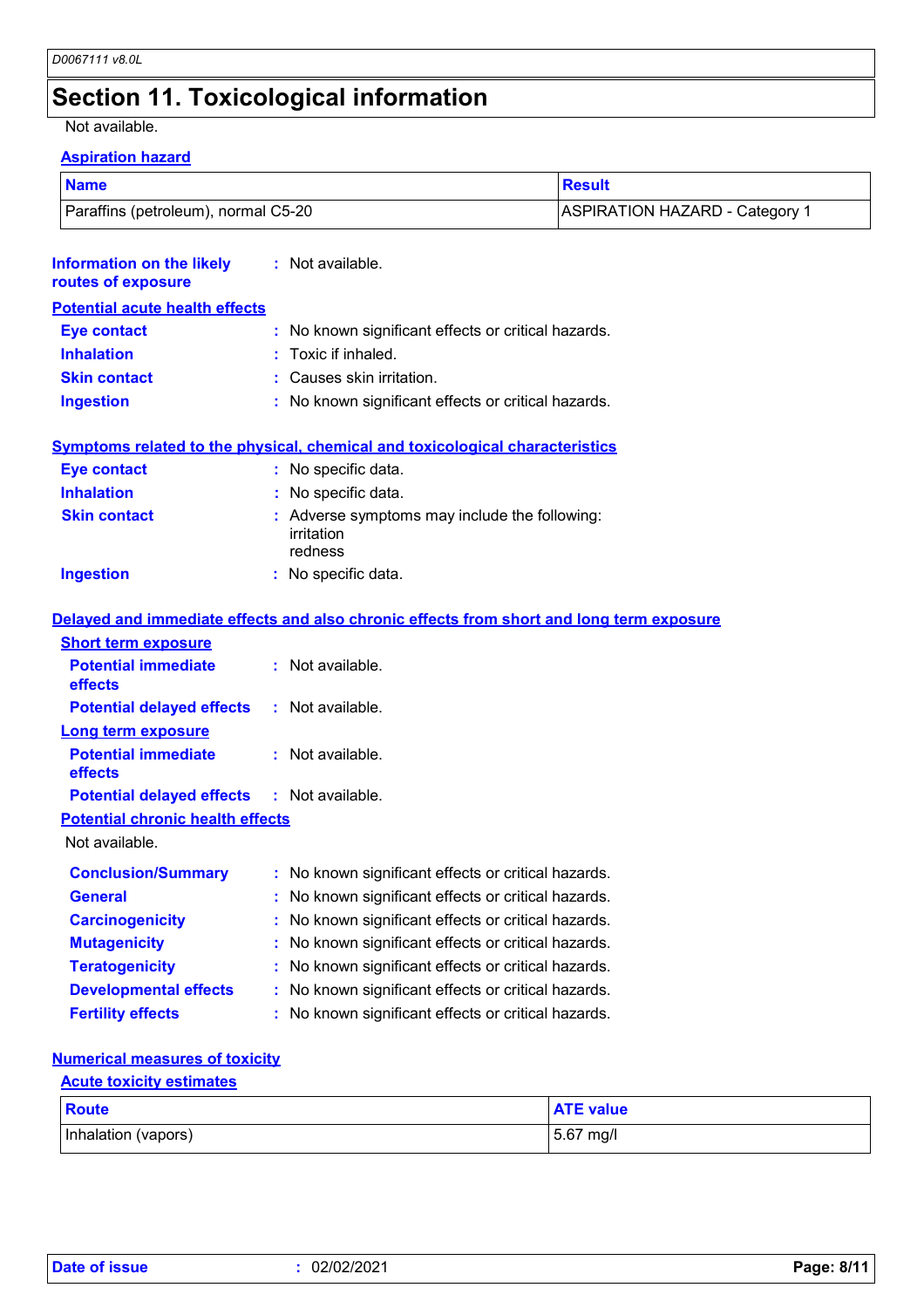## Section 11. Toxicological information

Not available.

**Aspiration hazard**

| Name | Result |
| --- | --- |
| Paraffins (petroleum), normal C5-20 | ASPIRATION HAZARD - Category 1 |

**Information on the likely routes of exposure** : Not available.

**Potential acute health effects**

**Eye contact** : No known significant effects or critical hazards.
**Inhalation** : Toxic if inhaled.
**Skin contact** : Causes skin irritation.
**Ingestion** : No known significant effects or critical hazards.

**Symptoms related to the physical, chemical and toxicological characteristics**

**Eye contact** : No specific data.
**Inhalation** : No specific data.
**Skin contact** : Adverse symptoms may include the following:
irritation
redness
**Ingestion** : No specific data.

**Delayed and immediate effects and also chronic effects from short and long term exposure**

**Short term exposure**

**Potential immediate effects** : Not available.
**Potential delayed effects** : Not available.

**Long term exposure**

**Potential immediate effects** : Not available.
**Potential delayed effects** : Not available.

**Potential chronic health effects**

Not available.

**Conclusion/Summary** : No known significant effects or critical hazards.
**General** : No known significant effects or critical hazards.
**Carcinogenicity** : No known significant effects or critical hazards.
**Mutagenicity** : No known significant effects or critical hazards.
**Teratogenicity** : No known significant effects or critical hazards.
**Developmental effects** : No known significant effects or critical hazards.
**Fertility effects** : No known significant effects or critical hazards.

**Numerical measures of toxicity**

**Acute toxicity estimates**

| Route | ATE value |
| --- | --- |
| Inhalation (vapors) | 5.67 mg/l |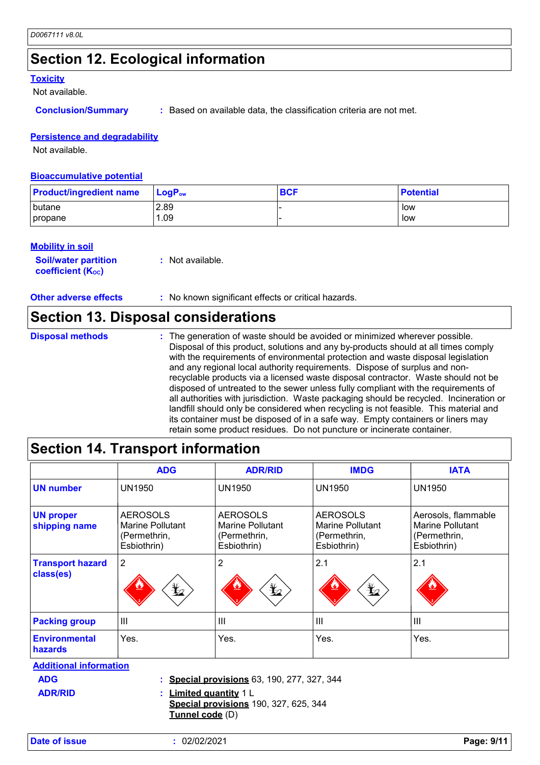## Section 12. Ecological information

### Toxicity

Not available.

**Conclusion/Summary** : Based on available data, the classification criteria are not met.

### Persistence and degradability

Not available.

### Bioaccumulative potential

| Product/ingredient name | $LogP_{ow}$ | BCF | Potential |
|---|---|---|---|
| butane | 2.89 | - | low |
| propane | 1.09 | - | low |

### Mobility in soil

**Soil/water partition coefficient ($K_{OC}$)** : Not available.

**Other adverse effects** : No known significant effects or critical hazards.

## Section 13. Disposal considerations

**Disposal methods** : The generation of waste should be avoided or minimized wherever possible. Disposal of this product, solutions and any by-products should at all times comply with the requirements of environmental protection and waste disposal legislation and any regional local authority requirements. Dispose of surplus and non-recyclable products via a licensed waste disposal contractor. Waste should not be disposed of untreated to the sewer unless fully compliant with the requirements of all authorities with jurisdiction. Waste packaging should be recycled. Incineration or landfill should only be considered when recycling is not feasible. This material and its container must be disposed of in a safe way. Empty containers or liners may retain some product residues. Do not puncture or incinerate container.

## Section 14. Transport information

| | ADG | ADR/RID | IMDG | IATA |
|---|---|---|---|---|
| **UN number** | UN1950 | UN1950 | UN1950 | UN1950 |
| **UN proper shipping name** | AEROSOLS Marine Pollutant (Permethrin, Esbiothrin) | AEROSOLS Marine Pollutant (Permethrin, Esbiothrin) | AEROSOLS Marine Pollutant (Permethrin, Esbiothrin) | Aerosols, flammable Marine Pollutant (Permethrin, Esbiothrin) |
| **Transport hazard class(es)** | 2 | 2 | 2.1 | 2.1 |
| **Packing group** | III | III | III | III |
| **Environmental hazards** | Yes. | Yes. | Yes. | Yes. |

### Additional information

**ADG** : **Special provisions** 63, 190, 277, 327, 344

**ADR/RID** : **Limited quantity** 1 L
**Special provisions** 190, 327, 625, 344
**Tunnel code** (D)

**Date of issue** : 02/02/2021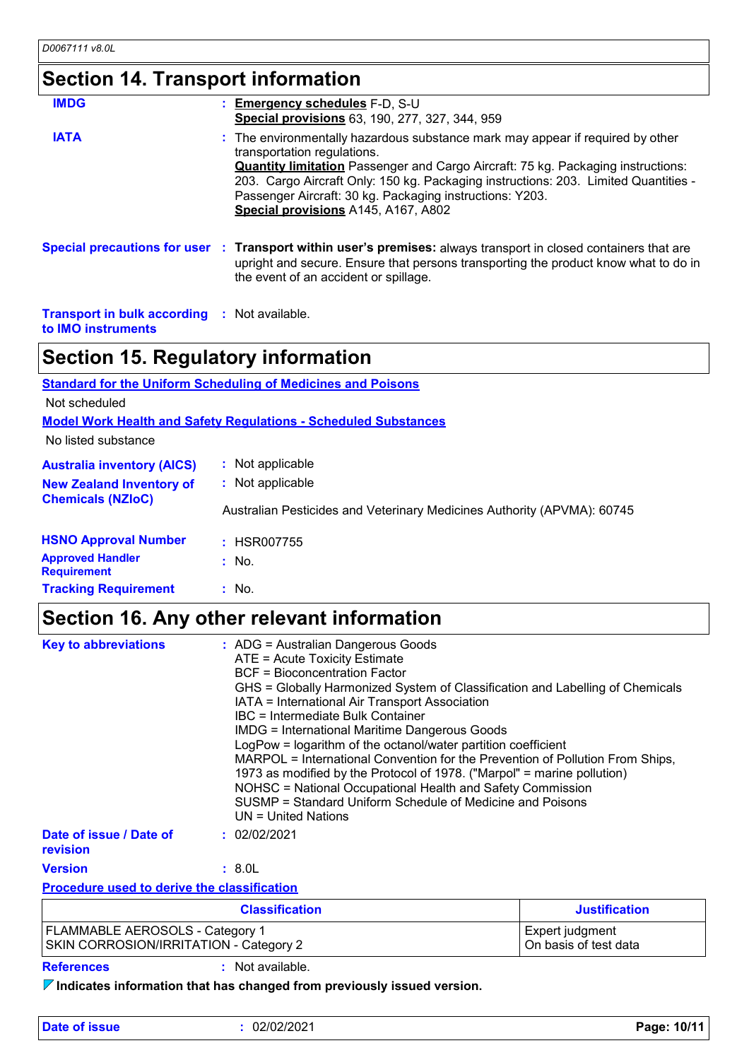## Section 14. Transport information

**IMDG** : **Emergency schedules** F-D, S-U
**Special provisions** 63, 190, 277, 327, 344, 959

**IATA** : The environmentally hazardous substance mark may appear if required by other transportation regulations.
**Quantity limitation** Passenger and Cargo Aircraft: 75 kg. Packaging instructions: 203. Cargo Aircraft Only: 150 kg. Packaging instructions: 203. Limited Quantities - Passenger Aircraft: 30 kg. Packaging instructions: Y203.
**Special provisions** A145, A167, A802

**Special precautions for user** : **Transport within user's premises:** always transport in closed containers that are upright and secure. Ensure that persons transporting the product know what to do in the event of an accident or spillage.

**Transport in bulk according to IMO instruments** : Not available.

## Section 15. Regulatory information

**Standard for the Uniform Scheduling of Medicines and Poisons**

Not scheduled

**Model Work Health and Safety Regulations - Scheduled Substances**

No listed substance

**Australia inventory (AICS)** : Not applicable

**New Zealand Inventory of Chemicals (NZIoC)** : Not applicable

Australian Pesticides and Veterinary Medicines Authority (APVMA): 60745

**HSNO Approval Number** : HSR007755

**Approved Handler Requirement** : No.

**Tracking Requirement** : No.

## Section 16. Any other relevant information

**Key to abbreviations** :
ADG = Australian Dangerous Goods
ATE = Acute Toxicity Estimate
BCF = Bioconcentration Factor
GHS = Globally Harmonized System of Classification and Labelling of Chemicals
IATA = International Air Transport Association
IBC = Intermediate Bulk Container
IMDG = International Maritime Dangerous Goods
LogPow = logarithm of the octanol/water partition coefficient
MARPOL = International Convention for the Prevention of Pollution From Ships, 1973 as modified by the Protocol of 1978. ("Marpol" = marine pollution)
NOHSC = National Occupational Health and Safety Commission
SUSMP = Standard Uniform Schedule of Medicine and Poisons
UN = United Nations

**Date of issue / Date of revision** : 02/02/2021

**Version** : 8.0L

**Procedure used to derive the classification**

| Classification | Justification |
|---|---|
| FLAMMABLE AEROSOLS - Category 1<br>SKIN CORROSION/IRRITATION - Category 2 | Expert judgment<br>On basis of test data |

**References** : Not available.

**Indicates information that has changed from previously issued version.**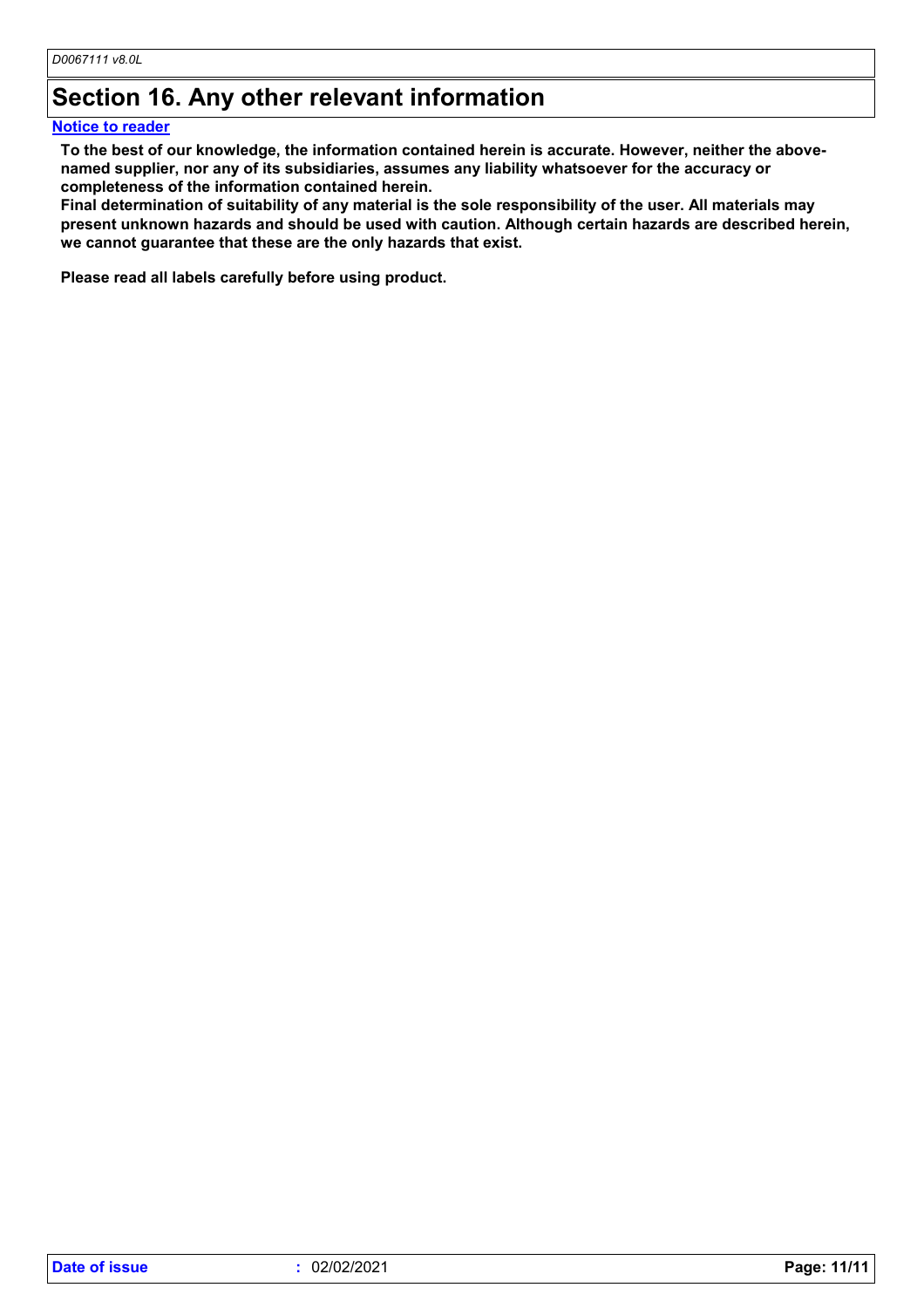# Section 16. Any other relevant information

**Notice to reader**

**To the best of our knowledge, the information contained herein is accurate. However, neither the above-named supplier, nor any of its subsidiaries, assumes any liability whatsoever for the accuracy or completeness of the information contained herein.**
**Final determination of suitability of any material is the sole responsibility of the user. All materials may present unknown hazards and should be used with caution. Although certain hazards are described herein, we cannot guarantee that these are the only hazards that exist.**

**Please read all labels carefully before using product.**